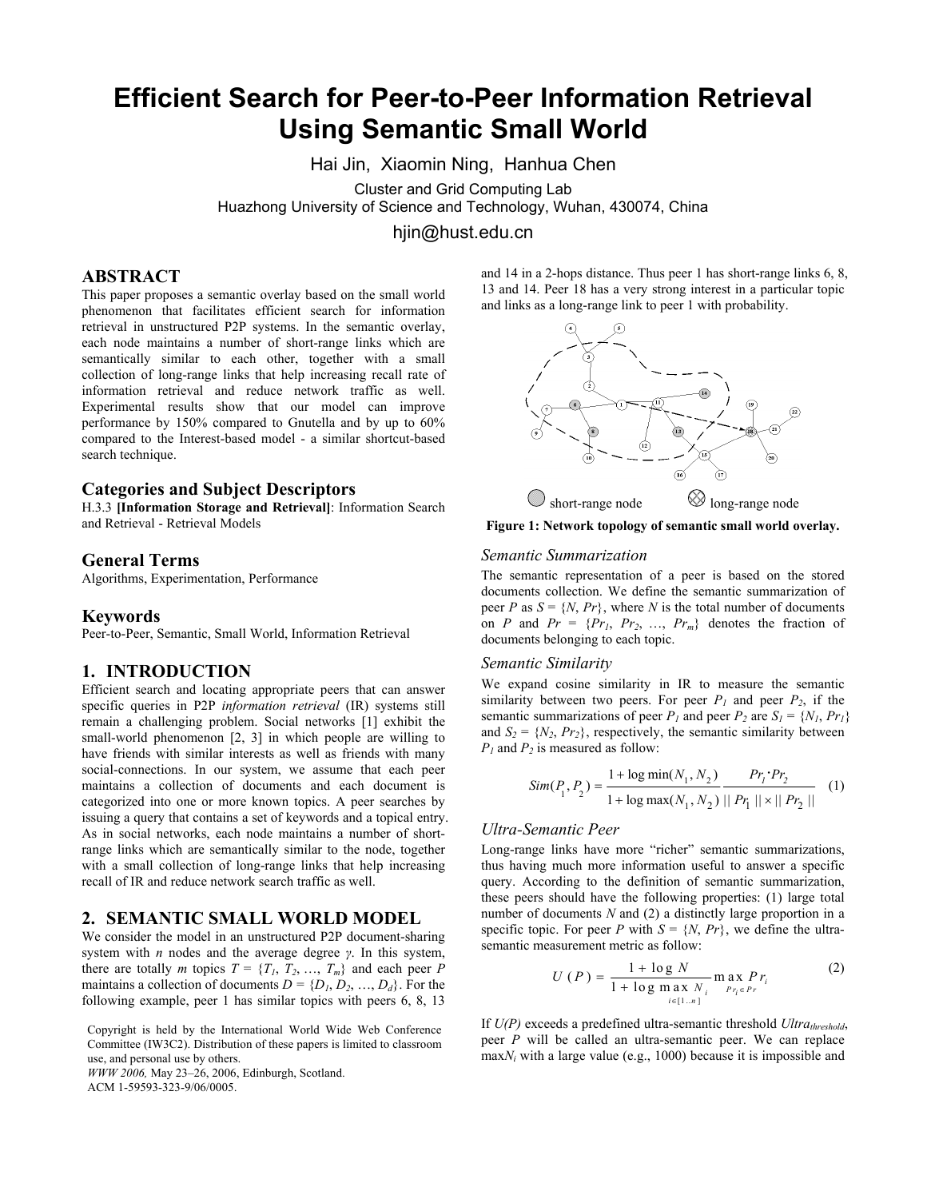# Efficient Search for Peer-to-Peer Information Retrieval Using Semantic Small World

Hai Jin, Xiaomin Ning, Hanhua Chen

Cluster and Grid Computing Lab
Huazhong University of Science and Technology, Wuhan, 430074, China

hjin@hust.edu.cn

## ABSTRACT

This paper proposes a semantic overlay based on the small world phenomenon that facilitates efficient search for information retrieval in unstructured P2P systems. In the semantic overlay, each node maintains a number of short-range links which are semantically similar to each other, together with a small collection of long-range links that help increasing recall rate of information retrieval and reduce network traffic as well. Experimental results show that our model can improve performance by 150% compared to Gnutella and by up to 60% compared to the Interest-based model - a similar shortcut-based search technique.

### Categories and Subject Descriptors

H.3.3 **[Information Storage and Retrieval]**: Information Search and Retrieval - Retrieval Models

### General Terms

Algorithms, Experimentation, Performance

### Keywords

Peer-to-Peer, Semantic, Small World, Information Retrieval

## 1. INTRODUCTION

Efficient search and locating appropriate peers that can answer specific queries in P2P *information retrieval* (IR) systems still remain a challenging problem. Social networks [1] exhibit the small-world phenomenon [2, 3] in which people are willing to have friends with similar interests as well as friends with many social-connections. In our system, we assume that each peer maintains a collection of documents and each document is categorized into one or more known topics. A peer searches by issuing a query that contains a set of keywords and a topical entry. As in social networks, each node maintains a number of short-range links which are semantically similar to the node, together with a small collection of long-range links that help increasing recall of IR and reduce network search traffic as well.

## 2. SEMANTIC SMALL WORLD MODEL

We consider the model in an unstructured P2P document-sharing system with $n$ nodes and the average degree $\gamma$. In this system, there are totally $m$ topics $T = \{T_1, T_2, \ldots, T_m\}$ and each peer $P$ maintains a collection of documents $D = \{D_1, D_2, \ldots, D_d\}$. For the following example, peer 1 has similar topics with peers 6, 8, 13 and 14 in a 2-hops distance. Thus peer 1 has short-range links 6, 8, 13 and 14. Peer 18 has a very strong interest in a particular topic and links as a long-range link to peer 1 with probability.

short-range node    long-range node

**Figure 1: Network topology of semantic small world overlay.**

### *Semantic Summarization*

The semantic representation of a peer is based on the stored documents collection. We define the semantic summarization of peer $P$ as $S = \{N, Pr\}$, where $N$ is the total number of documents on $P$ and $Pr = \{Pr_1, Pr_2, \ldots, Pr_m\}$ denotes the fraction of documents belonging to each topic.

### *Semantic Similarity*

We expand cosine similarity in IR to measure the semantic similarity between two peers. For peer $P_1$ and peer $P_2$, if the semantic summarizations of peer $P_1$ and peer $P_2$ are $S_1 = \{N_1, Pr_1\}$ and $S_2 = \{N_2, Pr_2\}$, respectively, the semantic similarity between $P_1$ and $P_2$ is measured as follow:

$$Sim(P_1, P_2) = \frac{1 + \log \min(N_1, N_2)}{1 + \log \max(N_1, N_2)} \frac{Pr_1 \cdot Pr_2}{\|Pr_1\| \times \|Pr_2\|} \quad (1)$$

### *Ultra-Semantic Peer*

Long-range links have more "richer" semantic summarizations, thus having much more information useful to answer a specific query. According to the definition of semantic summarization, these peers should have the following properties: (1) large total number of documents $N$ and (2) a distinctly large proportion in a specific topic. For peer $P$ with $S = \{N, Pr\}$, we define the ultra-semantic measurement metric as follow:

$$U(P) = \frac{1 + \log N}{1 + \log \max_{i \in [1..n]} N_i} \max_{Pr_i \in Pr} Pr_i \quad (2)$$

If $U(P)$ exceeds a predefined ultra-semantic threshold $Ultra_{threshold}$, peer $P$ will be called an ultra-semantic peer. We can replace $\max N_i$ with a large value (e.g., 1000) because it is impossible and

Copyright is held by the International World Wide Web Conference Committee (IW3C2). Distribution of these papers is limited to classroom use, and personal use by others.
*WWW 2006,* May 23–26, 2006, Edinburgh, Scotland.
ACM 1-59593-323-9/06/0005.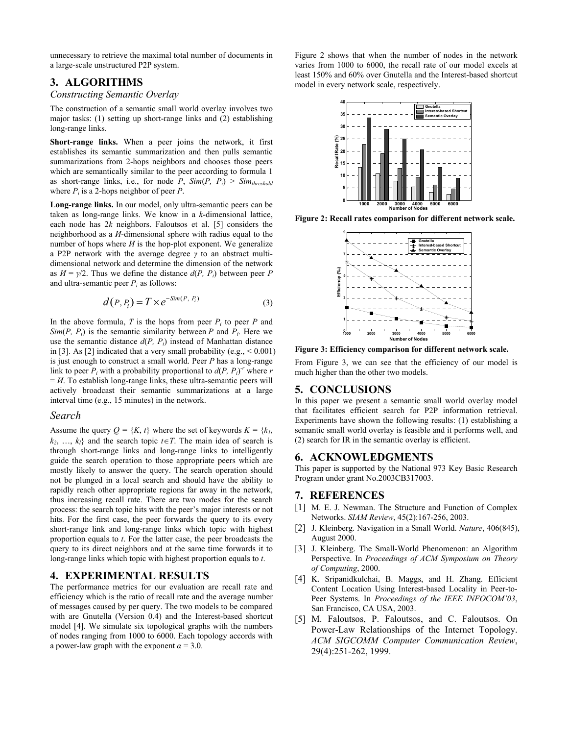unnecessary to retrieve the maximal total number of documents in a large-scale unstructured P2P system.

## 3. ALGORITHMS

### *Constructing Semantic Overlay*

The construction of a semantic small world overlay involves two major tasks: (1) setting up short-range links and (2) establishing long-range links.

**Short-range links.** When a peer joins the network, it first establishes its semantic summarization and then pulls semantic summarizations from 2-hops neighbors and chooses those peers which are semantically similar to the peer according to formula 1 as short-range links, i.e., for node $P$, $Sim(P, P_i) > Sim_{threshold}$ where $P_i$ is a 2-hops neighbor of peer $P$.

**Long-range links.** In our model, only ultra-semantic peers can be taken as long-range links. We know in a $k$-dimensional lattice, each node has $2k$ neighbors. Faloutsos et al. [5] considers the neighborhood as a $H$-dimensional sphere with radius equal to the number of hops where $H$ is the hop-plot exponent. We generalize a P2P network with the average degree $\gamma$ to an abstract multi-dimensional network and determine the dimension of the network as $H = \gamma/2$. Thus we define the distance $d(P, P_i)$ between peer $P$ and ultra-semantic peer $P_i$ as follows:

$$d(P, P_i) = T \times e^{-Sim(P,\ P_i)} \tag{3}$$

In the above formula, $T$ is the hops from peer $P_i$ to peer $P$ and $Sim(P, P_i)$ is the semantic similarity between $P$ and $P_i$. Here we use the semantic distance $d(P, P_i)$ instead of Manhattan distance in [3]. As [2] indicated that a very small probability (e.g., < 0.001) is just enough to construct a small world. Peer $P$ has a long-range link to peer $P_i$ with a probability proportional to $d(P, P_i)^{-r}$ where $r = H$. To establish long-range links, these ultra-semantic peers will actively broadcast their semantic summarizations at a large interval time (e.g., 15 minutes) in the network.

### *Search*

Assume the query $Q = \{K, t\}$ where the set of keywords $K = \{k_1, k_2, \ldots, k_l\}$ and the search topic $t \in T$. The main idea of search is through short-range links and long-range links to intelligently guide the search operation to those appropriate peers which are mostly likely to answer the query. The search operation should not be plunged in a local search and should have the ability to rapidly reach other appropriate regions far away in the network, thus increasing recall rate. There are two modes for the search process: the search topic hits with the peer's major interests or not hits. For the first case, the peer forwards the query to its every short-range link and long-range links which topic with highest proportion equals to $t$. For the latter case, the peer broadcasts the query to its direct neighbors and at the same time forwards it to long-range links which topic with highest proportion equals to $t$.

## 4. EXPERIMENTAL RESULTS

The performance metrics for our evaluation are recall rate and efficiency which is the ratio of recall rate and the average number of messages caused by per query. The two models to be compared with are Gnutella (Version 0.4) and the Interest-based shortcut model [4]. We simulate six topological graphs with the numbers of nodes ranging from 1000 to 6000. Each topology accords with a power-law graph with the exponent $\alpha = 3.0$.

Figure 2 shows that when the number of nodes in the network varies from 1000 to 6000, the recall rate of our model excels at least 150% and 60% over Gnutella and the Interest-based shortcut model in every network scale, respectively.

Gnutella
Interest-based Shortcut
Semantic Overlay
Recall Rate (%)
0 5 10 15 20 25 30 35 40
1000 2000 3000 4000 5000 6000
Number of Nodes

**Figure 2: Recall rates comparison for different network scale.**

Gnutella
Interest-based Shortcut
Semantic Overlay
Efficiency (‰)
0 1 3 5 7 9
1000 2000 3000 4000 5000 6000
Number of Nodes

**Figure 3: Efficiency comparison for different network scale.**

From Figure 3, we can see that the efficiency of our model is much higher than the other two models.

## 5. CONCLUSIONS

In this paper we present a semantic small world overlay model that facilitates efficient search for P2P information retrieval. Experiments have shown the following results: (1) establishing a semantic small world overlay is feasible and it performs well, and (2) search for IR in the semantic overlay is efficient.

## 6. ACKNOWLEDGMENTS

This paper is supported by the National 973 Key Basic Research Program under grant No.2003CB317003.

## 7. REFERENCES

[1] M. E. J. Newman. The Structure and Function of Complex Networks. *SIAM Review*, 45(2):167-256, 2003.

[2] J. Kleinberg. Navigation in a Small World. *Nature*, 406(845), August 2000.

[3] J. Kleinberg. The Small-World Phenomenon: an Algorithm Perspective. In *Proceedings of ACM Symposium on Theory of Computing*, 2000.

[4] K. Sripanidkulchai, B. Maggs, and H. Zhang. Efficient Content Location Using Interest-based Locality in Peer-to-Peer Systems. In *Proceedings of the IEEE INFOCOM'03*, San Francisco, CA USA, 2003.

[5] M. Faloutsos, P. Faloutsos, and C. Faloutsos. On Power-Law Relationships of the Internet Topology. *ACM SIGCOMM Computer Communication Review*, 29(4):251-262, 1999.